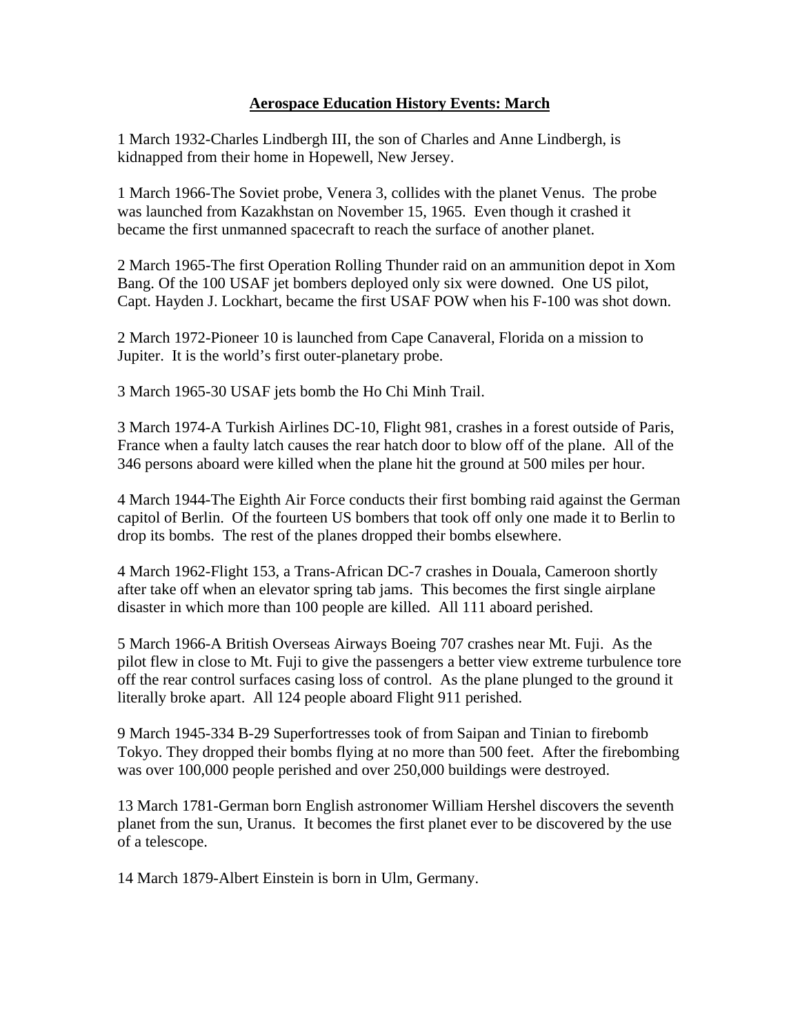# Aerospace Education History Events: March

1 March 1932-Charles Lindbergh III, the son of Charles and Anne Lindbergh, is kidnapped from their home in Hopewell, New Jersey.

1 March 1966-The Soviet probe, Venera 3, collides with the planet Venus. The probe was launched from Kazakhstan on November 15, 1965. Even though it crashed it became the first unmanned spacecraft to reach the surface of another planet.

2 March 1965-The first Operation Rolling Thunder raid on an ammunition depot in Xom Bang. Of the 100 USAF jet bombers deployed only six were downed. One US pilot, Capt. Hayden J. Lockhart, became the first USAF POW when his F-100 was shot down.

2 March 1972-Pioneer 10 is launched from Cape Canaveral, Florida on a mission to Jupiter. It is the world's first outer-planetary probe.

3 March 1965-30 USAF jets bomb the Ho Chi Minh Trail.

3 March 1974-A Turkish Airlines DC-10, Flight 981, crashes in a forest outside of Paris, France when a faulty latch causes the rear hatch door to blow off of the plane. All of the 346 persons aboard were killed when the plane hit the ground at 500 miles per hour.

4 March 1944-The Eighth Air Force conducts their first bombing raid against the German capitol of Berlin. Of the fourteen US bombers that took off only one made it to Berlin to drop its bombs. The rest of the planes dropped their bombs elsewhere.

4 March 1962-Flight 153, a Trans-African DC-7 crashes in Douala, Cameroon shortly after take off when an elevator spring tab jams. This becomes the first single airplane disaster in which more than 100 people are killed. All 111 aboard perished.

5 March 1966-A British Overseas Airways Boeing 707 crashes near Mt. Fuji. As the pilot flew in close to Mt. Fuji to give the passengers a better view extreme turbulence tore off the rear control surfaces casing loss of control. As the plane plunged to the ground it literally broke apart. All 124 people aboard Flight 911 perished.

9 March 1945-334 B-29 Superfortresses took of from Saipan and Tinian to firebomb Tokyo. They dropped their bombs flying at no more than 500 feet. After the firebombing was over 100,000 people perished and over 250,000 buildings were destroyed.

13 March 1781-German born English astronomer William Hershel discovers the seventh planet from the sun, Uranus. It becomes the first planet ever to be discovered by the use of a telescope.

14 March 1879-Albert Einstein is born in Ulm, Germany.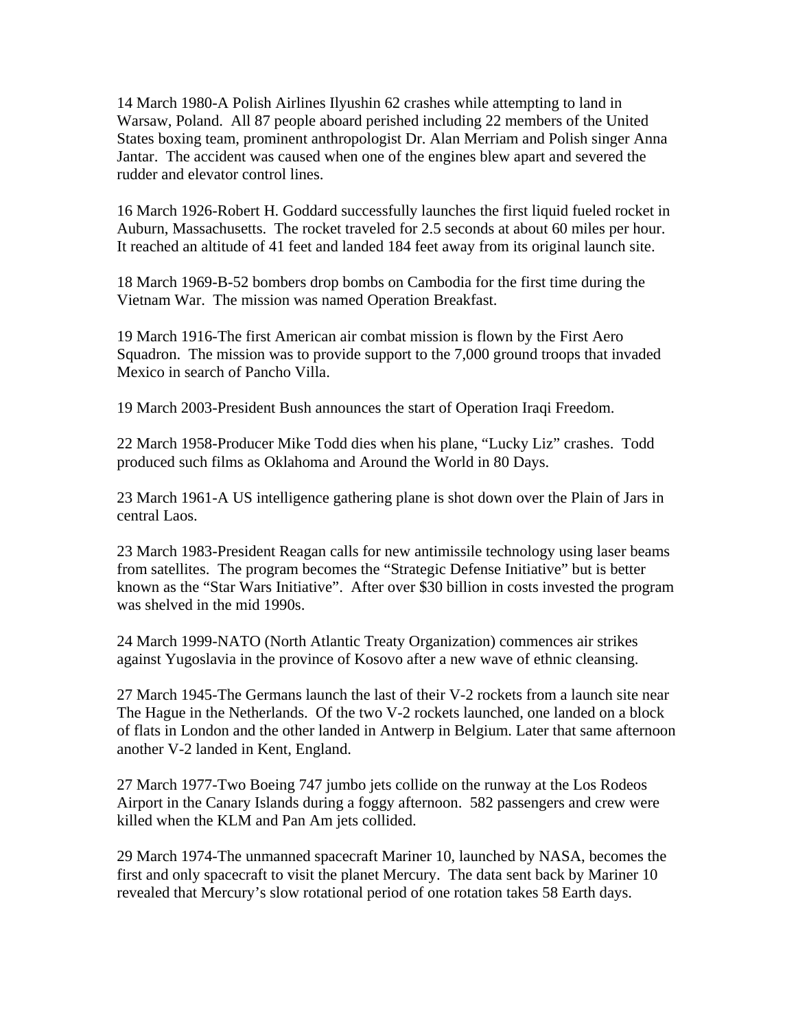14 March 1980-A Polish Airlines Ilyushin 62 crashes while attempting to land in Warsaw, Poland. All 87 people aboard perished including 22 members of the United States boxing team, prominent anthropologist Dr. Alan Merriam and Polish singer Anna Jantar. The accident was caused when one of the engines blew apart and severed the rudder and elevator control lines.

16 March 1926-Robert H. Goddard successfully launches the first liquid fueled rocket in Auburn, Massachusetts. The rocket traveled for 2.5 seconds at about 60 miles per hour. It reached an altitude of 41 feet and landed 184 feet away from its original launch site.

18 March 1969-B-52 bombers drop bombs on Cambodia for the first time during the Vietnam War. The mission was named Operation Breakfast.

19 March 1916-The first American air combat mission is flown by the First Aero Squadron. The mission was to provide support to the 7,000 ground troops that invaded Mexico in search of Pancho Villa.

19 March 2003-President Bush announces the start of Operation Iraqi Freedom.

22 March 1958-Producer Mike Todd dies when his plane, "Lucky Liz" crashes. Todd produced such films as Oklahoma and Around the World in 80 Days.

23 March 1961-A US intelligence gathering plane is shot down over the Plain of Jars in central Laos.

23 March 1983-President Reagan calls for new antimissile technology using laser beams from satellites. The program becomes the "Strategic Defense Initiative" but is better known as the "Star Wars Initiative". After over $30 billion in costs invested the program was shelved in the mid 1990s.

24 March 1999-NATO (North Atlantic Treaty Organization) commences air strikes against Yugoslavia in the province of Kosovo after a new wave of ethnic cleansing.

27 March 1945-The Germans launch the last of their V-2 rockets from a launch site near The Hague in the Netherlands. Of the two V-2 rockets launched, one landed on a block of flats in London and the other landed in Antwerp in Belgium. Later that same afternoon another V-2 landed in Kent, England.

27 March 1977-Two Boeing 747 jumbo jets collide on the runway at the Los Rodeos Airport in the Canary Islands during a foggy afternoon. 582 passengers and crew were killed when the KLM and Pan Am jets collided.

29 March 1974-The unmanned spacecraft Mariner 10, launched by NASA, becomes the first and only spacecraft to visit the planet Mercury. The data sent back by Mariner 10 revealed that Mercury's slow rotational period of one rotation takes 58 Earth days.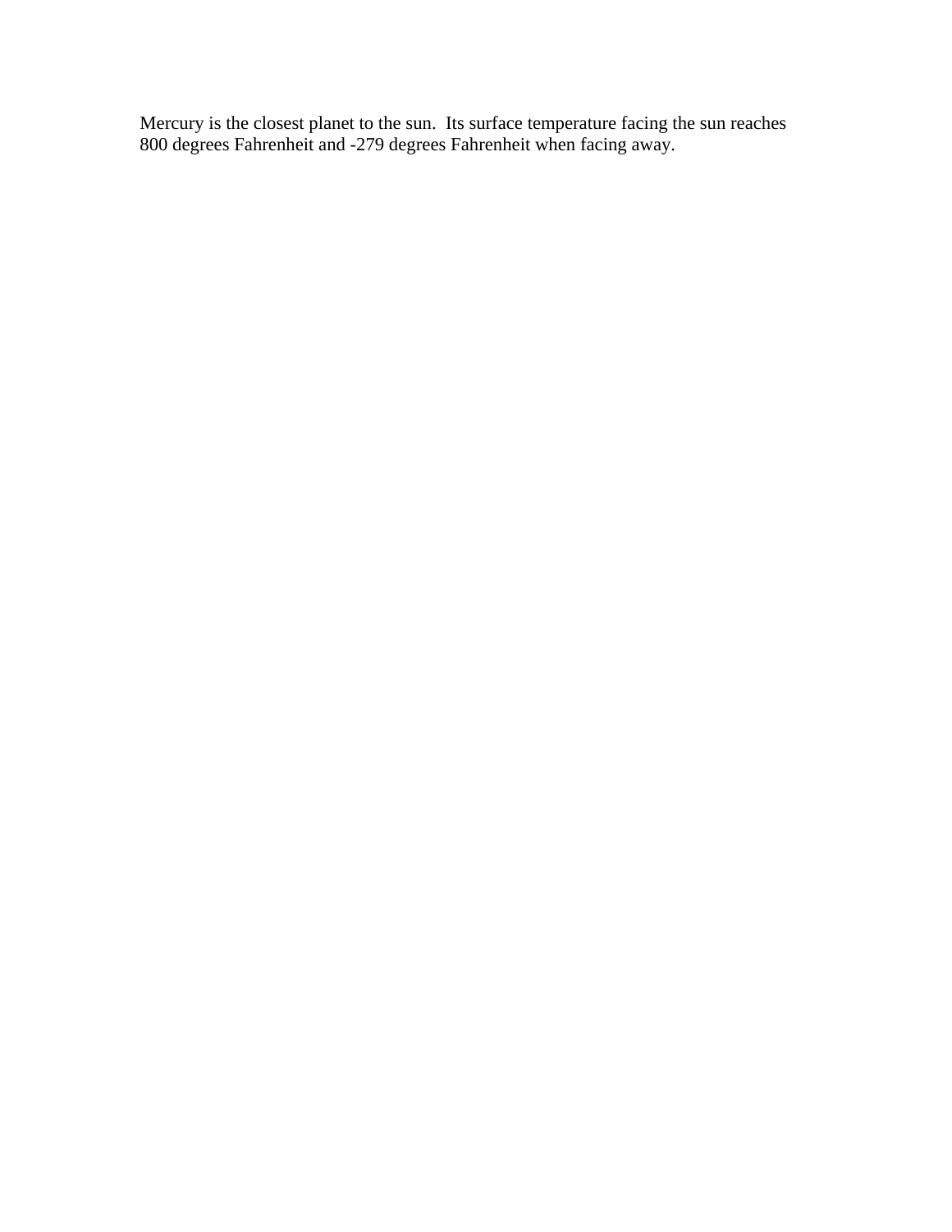Mercury is the closest planet to the sun.  Its surface temperature facing the sun reaches 800 degrees Fahrenheit and -279 degrees Fahrenheit when facing away.